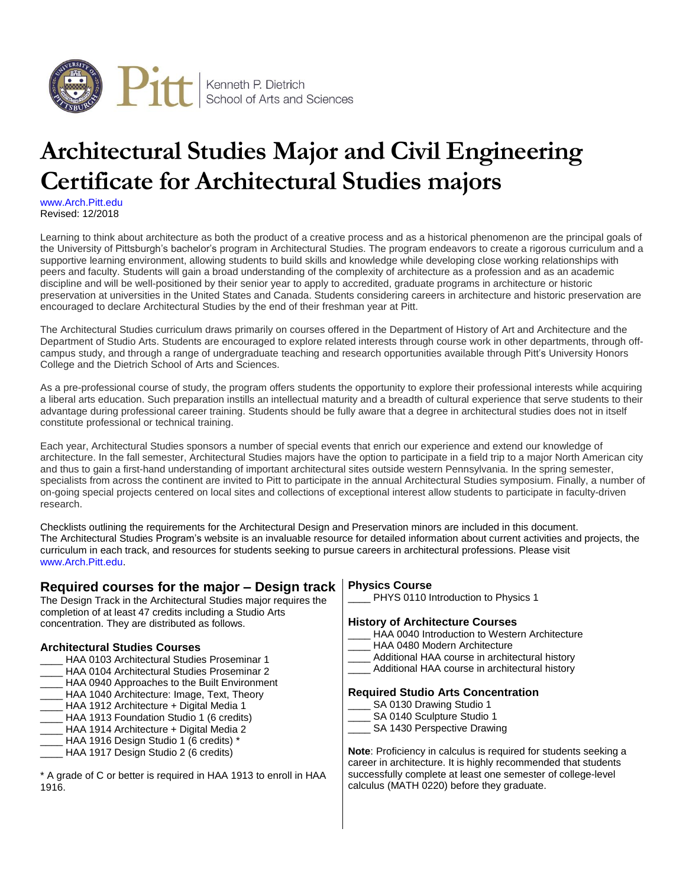Kenneth P. Dietrich School of Arts and Sciences

# Architectural Studies Major and Civil Engineering Certificate for Architectural Studies majors

www.Arch.Pitt.edu
Revised: 12/2018

Learning to think about architecture as both the product of a creative process and as a historical phenomenon are the principal goals of the University of Pittsburgh's bachelor's program in Architectural Studies. The program endeavors to create a rigorous curriculum and a supportive learning environment, allowing students to build skills and knowledge while developing close working relationships with peers and faculty. Students will gain a broad understanding of the complexity of architecture as a profession and as an academic discipline and will be well-positioned by their senior year to apply to accredited, graduate programs in architecture or historic preservation at universities in the United States and Canada. Students considering careers in architecture and historic preservation are encouraged to declare Architectural Studies by the end of their freshman year at Pitt.

The Architectural Studies curriculum draws primarily on courses offered in the Department of History of Art and Architecture and the Department of Studio Arts. Students are encouraged to explore related interests through course work in other departments, through off-campus study, and through a range of undergraduate teaching and research opportunities available through Pitt's University Honors College and the Dietrich School of Arts and Sciences.

As a pre-professional course of study, the program offers students the opportunity to explore their professional interests while acquiring a liberal arts education. Such preparation instills an intellectual maturity and a breadth of cultural experience that serve students to their advantage during professional career training. Students should be fully aware that a degree in architectural studies does not in itself constitute professional or technical training.

Each year, Architectural Studies sponsors a number of special events that enrich our experience and extend our knowledge of architecture. In the fall semester, Architectural Studies majors have the option to participate in a field trip to a major North American city and thus to gain a first-hand understanding of important architectural sites outside western Pennsylvania. In the spring semester, specialists from across the continent are invited to Pitt to participate in the annual Architectural Studies symposium. Finally, a number of on-going special projects centered on local sites and collections of exceptional interest allow students to participate in faculty-driven research.

Checklists outlining the requirements for the Architectural Design and Preservation minors are included in this document.
The Architectural Studies Program's website is an invaluable resource for detailed information about current activities and projects, the curriculum in each track, and resources for students seeking to pursue careers in architectural professions. Please visit www.Arch.Pitt.edu.

## Required courses for the major – Design track

The Design Track in the Architectural Studies major requires the completion of at least 47 credits including a Studio Arts concentration. They are distributed as follows.

### Architectural Studies Courses

____ HAA 0103 Architectural Studies Proseminar 1
____ HAA 0104 Architectural Studies Proseminar 2
____ HAA 0940 Approaches to the Built Environment
____ HAA 1040 Architecture: Image, Text, Theory
____ HAA 1912 Architecture + Digital Media 1
____ HAA 1913 Foundation Studio 1 (6 credits)
____ HAA 1914 Architecture + Digital Media 2
____ HAA 1916 Design Studio 1 (6 credits) *
____ HAA 1917 Design Studio 2 (6 credits)

* A grade of C or better is required in HAA 1913 to enroll in HAA 1916.

### Physics Course

____ PHYS 0110 Introduction to Physics 1

### History of Architecture Courses

____ HAA 0040 Introduction to Western Architecture
____ HAA 0480 Modern Architecture
____ Additional HAA course in architectural history
____ Additional HAA course in architectural history

### Required Studio Arts Concentration

____ SA 0130 Drawing Studio 1
____ SA 0140 Sculpture Studio 1
____ SA 1430 Perspective Drawing

**Note**: Proficiency in calculus is required for students seeking a career in architecture. It is highly recommended that students successfully complete at least one semester of college-level calculus (MATH 0220) before they graduate.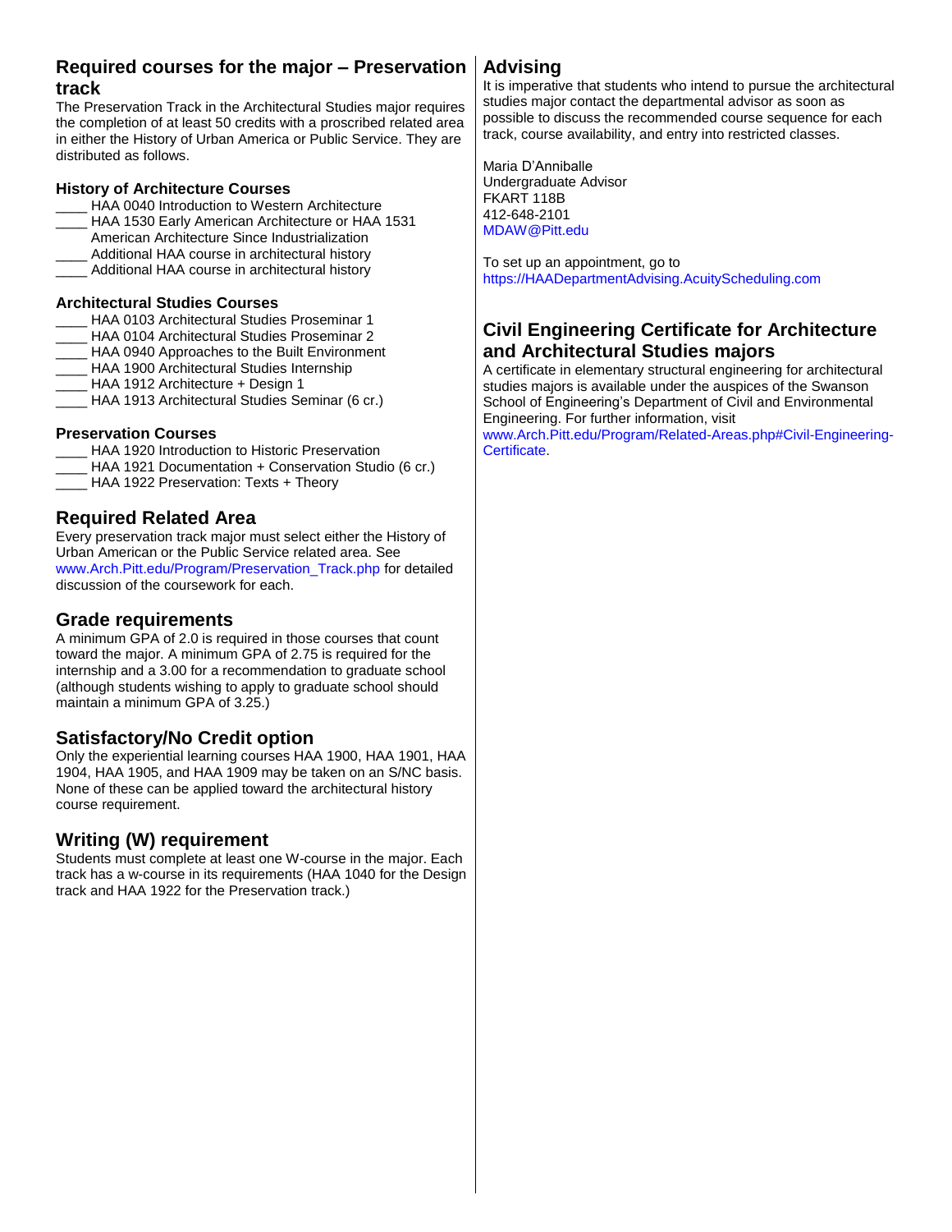## Required courses for the major – Preservation track

The Preservation Track in the Architectural Studies major requires the completion of at least 50 credits with a proscribed related area in either the History of Urban America or Public Service. They are distributed as follows.

### History of Architecture Courses

____ HAA 0040 Introduction to Western Architecture
____ HAA 1530 Early American Architecture or HAA 1531 American Architecture Since Industrialization
____ Additional HAA course in architectural history
____ Additional HAA course in architectural history

### Architectural Studies Courses

____ HAA 0103 Architectural Studies Proseminar 1
____ HAA 0104 Architectural Studies Proseminar 2
____ HAA 0940 Approaches to the Built Environment
____ HAA 1900 Architectural Studies Internship
____ HAA 1912 Architecture + Design 1
____ HAA 1913 Architectural Studies Seminar (6 cr.)

### Preservation Courses

____ HAA 1920 Introduction to Historic Preservation
____ HAA 1921 Documentation + Conservation Studio (6 cr.)
____ HAA 1922 Preservation: Texts + Theory

## Required Related Area

Every preservation track major must select either the History of Urban American or the Public Service related area. See www.Arch.Pitt.edu/Program/Preservation_Track.php for detailed discussion of the coursework for each.

## Grade requirements

A minimum GPA of 2.0 is required in those courses that count toward the major. A minimum GPA of 2.75 is required for the internship and a 3.00 for a recommendation to graduate school (although students wishing to apply to graduate school should maintain a minimum GPA of 3.25.)

## Satisfactory/No Credit option

Only the experiential learning courses HAA 1900, HAA 1901, HAA 1904, HAA 1905, and HAA 1909 may be taken on an S/NC basis. None of these can be applied toward the architectural history course requirement.

## Writing (W) requirement

Students must complete at least one W-course in the major. Each track has a w-course in its requirements (HAA 1040 for the Design track and HAA 1922 for the Preservation track.)

## Advising

It is imperative that students who intend to pursue the architectural studies major contact the departmental advisor as soon as possible to discuss the recommended course sequence for each track, course availability, and entry into restricted classes.

Maria D'Anniballe
Undergraduate Advisor
FKART 118B
412-648-2101
MDAW@Pitt.edu

To set up an appointment, go to
https://HAADepartmentAdvising.AcuityScheduling.com

## Civil Engineering Certificate for Architecture and Architectural Studies majors

A certificate in elementary structural engineering for architectural studies majors is available under the auspices of the Swanson School of Engineering's Department of Civil and Environmental Engineering. For further information, visit www.Arch.Pitt.edu/Program/Related-Areas.php#Civil-Engineering-Certificate.